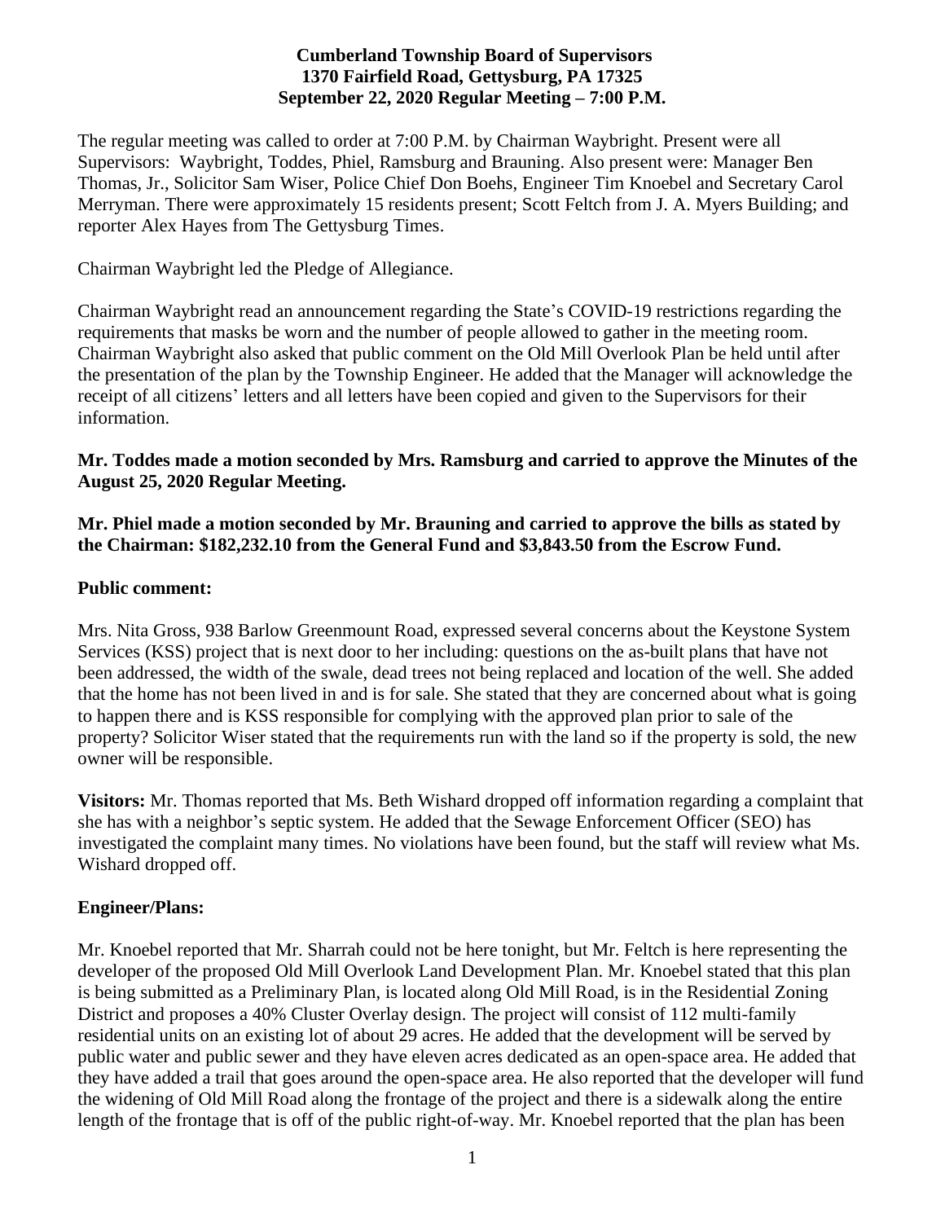**Cumberland Township Board of Supervisors**
**1370 Fairfield Road, Gettysburg, PA 17325**
**September 22, 2020 Regular Meeting – 7:00 P.M.**

The regular meeting was called to order at 7:00 P.M. by Chairman Waybright. Present were all Supervisors: Waybright, Toddes, Phiel, Ramsburg and Brauning. Also present were: Manager Ben Thomas, Jr., Solicitor Sam Wiser, Police Chief Don Boehs, Engineer Tim Knoebel and Secretary Carol Merryman. There were approximately 15 residents present; Scott Feltch from J. A. Myers Building; and reporter Alex Hayes from The Gettysburg Times.

Chairman Waybright led the Pledge of Allegiance.

Chairman Waybright read an announcement regarding the State's COVID-19 restrictions regarding the requirements that masks be worn and the number of people allowed to gather in the meeting room. Chairman Waybright also asked that public comment on the Old Mill Overlook Plan be held until after the presentation of the plan by the Township Engineer. He added that the Manager will acknowledge the receipt of all citizens' letters and all letters have been copied and given to the Supervisors for their information.

**Mr. Toddes made a motion seconded by Mrs. Ramsburg and carried to approve the Minutes of the August 25, 2020 Regular Meeting.**

**Mr. Phiel made a motion seconded by Mr. Brauning and carried to approve the bills as stated by the Chairman: $182,232.10 from the General Fund and $3,843.50 from the Escrow Fund.**

**Public comment:**

Mrs. Nita Gross, 938 Barlow Greenmount Road, expressed several concerns about the Keystone System Services (KSS) project that is next door to her including: questions on the as-built plans that have not been addressed, the width of the swale, dead trees not being replaced and location of the well. She added that the home has not been lived in and is for sale. She stated that they are concerned about what is going to happen there and is KSS responsible for complying with the approved plan prior to sale of the property? Solicitor Wiser stated that the requirements run with the land so if the property is sold, the new owner will be responsible.

**Visitors:** Mr. Thomas reported that Ms. Beth Wishard dropped off information regarding a complaint that she has with a neighbor's septic system. He added that the Sewage Enforcement Officer (SEO) has investigated the complaint many times. No violations have been found, but the staff will review what Ms. Wishard dropped off.

**Engineer/Plans:**

Mr. Knoebel reported that Mr. Sharrah could not be here tonight, but Mr. Feltch is here representing the developer of the proposed Old Mill Overlook Land Development Plan. Mr. Knoebel stated that this plan is being submitted as a Preliminary Plan, is located along Old Mill Road, is in the Residential Zoning District and proposes a 40% Cluster Overlay design. The project will consist of 112 multi-family residential units on an existing lot of about 29 acres. He added that the development will be served by public water and public sewer and they have eleven acres dedicated as an open-space area. He added that they have added a trail that goes around the open-space area. He also reported that the developer will fund the widening of Old Mill Road along the frontage of the project and there is a sidewalk along the entire length of the frontage that is off of the public right-of-way. Mr. Knoebel reported that the plan has been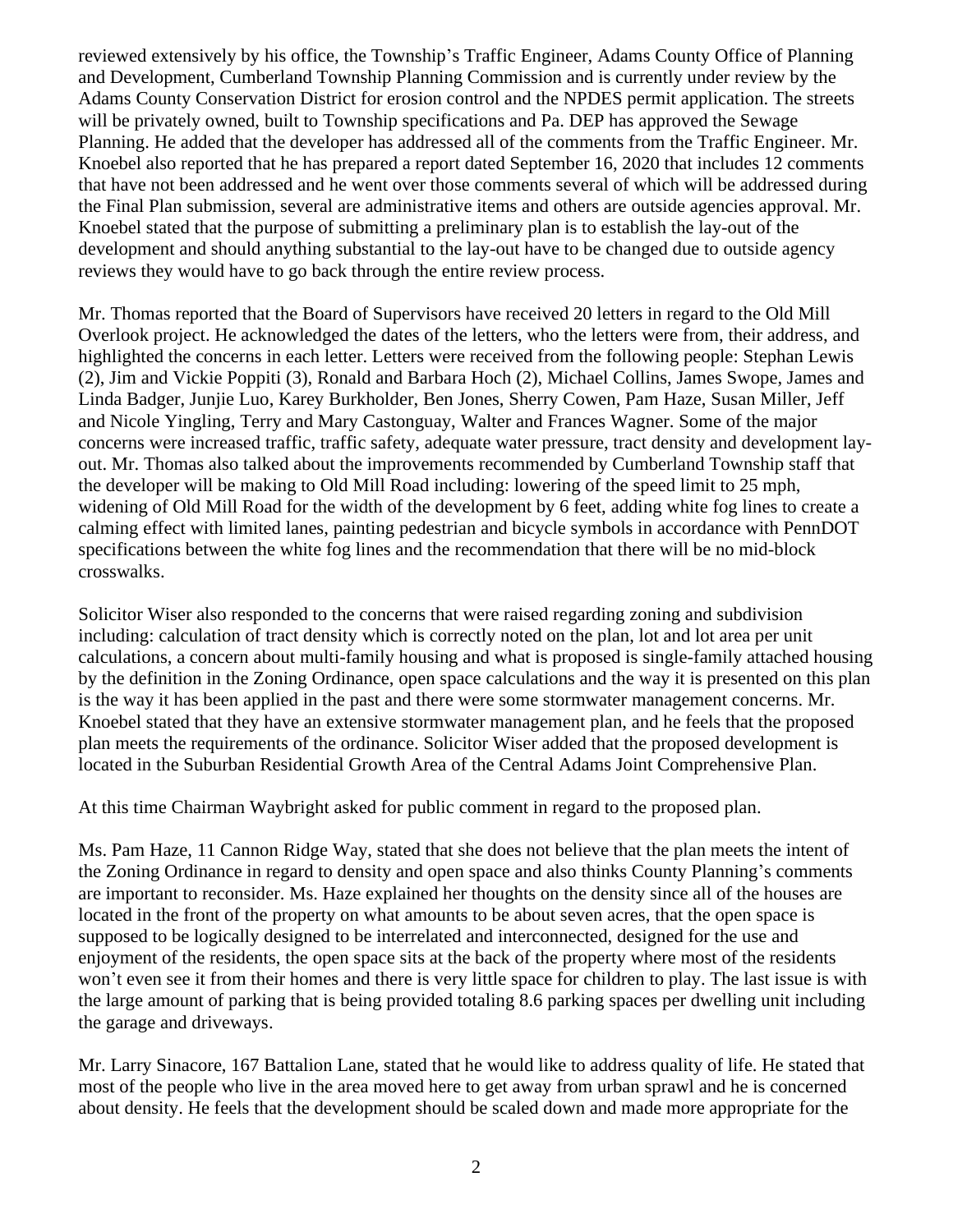reviewed extensively by his office, the Township's Traffic Engineer, Adams County Office of Planning and Development, Cumberland Township Planning Commission and is currently under review by the Adams County Conservation District for erosion control and the NPDES permit application. The streets will be privately owned, built to Township specifications and Pa. DEP has approved the Sewage Planning. He added that the developer has addressed all of the comments from the Traffic Engineer. Mr. Knoebel also reported that he has prepared a report dated September 16, 2020 that includes 12 comments that have not been addressed and he went over those comments several of which will be addressed during the Final Plan submission, several are administrative items and others are outside agencies approval. Mr. Knoebel stated that the purpose of submitting a preliminary plan is to establish the lay-out of the development and should anything substantial to the lay-out have to be changed due to outside agency reviews they would have to go back through the entire review process.

Mr. Thomas reported that the Board of Supervisors have received 20 letters in regard to the Old Mill Overlook project. He acknowledged the dates of the letters, who the letters were from, their address, and highlighted the concerns in each letter. Letters were received from the following people: Stephan Lewis (2), Jim and Vickie Poppiti (3), Ronald and Barbara Hoch (2), Michael Collins, James Swope, James and Linda Badger, Junjie Luo, Karey Burkholder, Ben Jones, Sherry Cowen, Pam Haze, Susan Miller, Jeff and Nicole Yingling, Terry and Mary Castonguay, Walter and Frances Wagner. Some of the major concerns were increased traffic, traffic safety, adequate water pressure, tract density and development lay-out. Mr. Thomas also talked about the improvements recommended by Cumberland Township staff that the developer will be making to Old Mill Road including: lowering of the speed limit to 25 mph, widening of Old Mill Road for the width of the development by 6 feet, adding white fog lines to create a calming effect with limited lanes, painting pedestrian and bicycle symbols in accordance with PennDOT specifications between the white fog lines and the recommendation that there will be no mid-block crosswalks.

Solicitor Wiser also responded to the concerns that were raised regarding zoning and subdivision including: calculation of tract density which is correctly noted on the plan, lot and lot area per unit calculations, a concern about multi-family housing and what is proposed is single-family attached housing by the definition in the Zoning Ordinance, open space calculations and the way it is presented on this plan is the way it has been applied in the past and there were some stormwater management concerns. Mr. Knoebel stated that they have an extensive stormwater management plan, and he feels that the proposed plan meets the requirements of the ordinance. Solicitor Wiser added that the proposed development is located in the Suburban Residential Growth Area of the Central Adams Joint Comprehensive Plan.

At this time Chairman Waybright asked for public comment in regard to the proposed plan.

Ms. Pam Haze, 11 Cannon Ridge Way, stated that she does not believe that the plan meets the intent of the Zoning Ordinance in regard to density and open space and also thinks County Planning's comments are important to reconsider. Ms. Haze explained her thoughts on the density since all of the houses are located in the front of the property on what amounts to be about seven acres, that the open space is supposed to be logically designed to be interrelated and interconnected, designed for the use and enjoyment of the residents, the open space sits at the back of the property where most of the residents won't even see it from their homes and there is very little space for children to play. The last issue is with the large amount of parking that is being provided totaling 8.6 parking spaces per dwelling unit including the garage and driveways.

Mr. Larry Sinacore, 167 Battalion Lane, stated that he would like to address quality of life. He stated that most of the people who live in the area moved here to get away from urban sprawl and he is concerned about density. He feels that the development should be scaled down and made more appropriate for the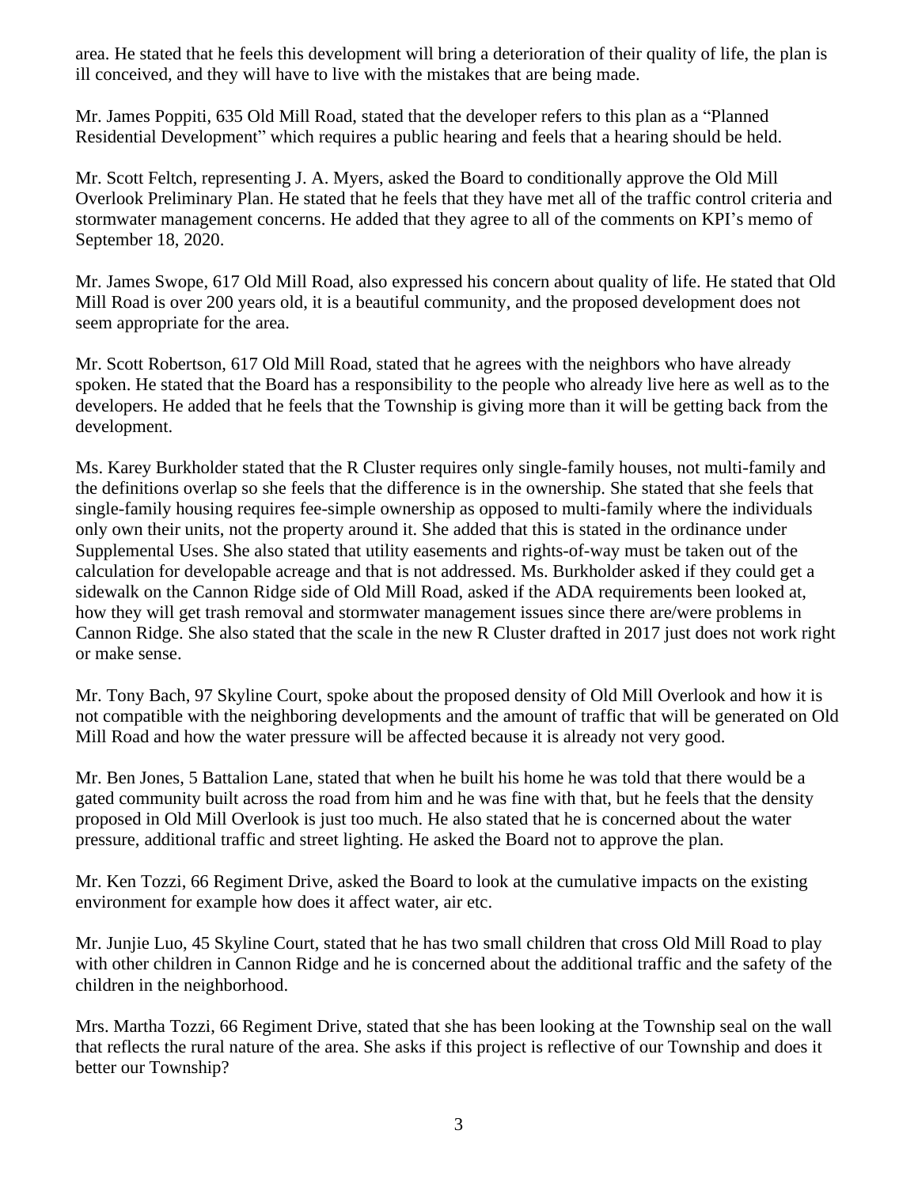area. He stated that he feels this development will bring a deterioration of their quality of life, the plan is ill conceived, and they will have to live with the mistakes that are being made.

Mr. James Poppiti, 635 Old Mill Road, stated that the developer refers to this plan as a "Planned Residential Development" which requires a public hearing and feels that a hearing should be held.

Mr. Scott Feltch, representing J. A. Myers, asked the Board to conditionally approve the Old Mill Overlook Preliminary Plan. He stated that he feels that they have met all of the traffic control criteria and stormwater management concerns. He added that they agree to all of the comments on KPI's memo of September 18, 2020.

Mr. James Swope, 617 Old Mill Road, also expressed his concern about quality of life. He stated that Old Mill Road is over 200 years old, it is a beautiful community, and the proposed development does not seem appropriate for the area.

Mr. Scott Robertson, 617 Old Mill Road, stated that he agrees with the neighbors who have already spoken. He stated that the Board has a responsibility to the people who already live here as well as to the developers. He added that he feels that the Township is giving more than it will be getting back from the development.

Ms. Karey Burkholder stated that the R Cluster requires only single-family houses, not multi-family and the definitions overlap so she feels that the difference is in the ownership. She stated that she feels that single-family housing requires fee-simple ownership as opposed to multi-family where the individuals only own their units, not the property around it. She added that this is stated in the ordinance under Supplemental Uses. She also stated that utility easements and rights-of-way must be taken out of the calculation for developable acreage and that is not addressed. Ms. Burkholder asked if they could get a sidewalk on the Cannon Ridge side of Old Mill Road, asked if the ADA requirements been looked at, how they will get trash removal and stormwater management issues since there are/were problems in Cannon Ridge. She also stated that the scale in the new R Cluster drafted in 2017 just does not work right or make sense.

Mr. Tony Bach, 97 Skyline Court, spoke about the proposed density of Old Mill Overlook and how it is not compatible with the neighboring developments and the amount of traffic that will be generated on Old Mill Road and how the water pressure will be affected because it is already not very good.

Mr. Ben Jones, 5 Battalion Lane, stated that when he built his home he was told that there would be a gated community built across the road from him and he was fine with that, but he feels that the density proposed in Old Mill Overlook is just too much. He also stated that he is concerned about the water pressure, additional traffic and street lighting. He asked the Board not to approve the plan.

Mr. Ken Tozzi, 66 Regiment Drive, asked the Board to look at the cumulative impacts on the existing environment for example how does it affect water, air etc.

Mr. Junjie Luo, 45 Skyline Court, stated that he has two small children that cross Old Mill Road to play with other children in Cannon Ridge and he is concerned about the additional traffic and the safety of the children in the neighborhood.

Mrs. Martha Tozzi, 66 Regiment Drive, stated that she has been looking at the Township seal on the wall that reflects the rural nature of the area. She asks if this project is reflective of our Township and does it better our Township?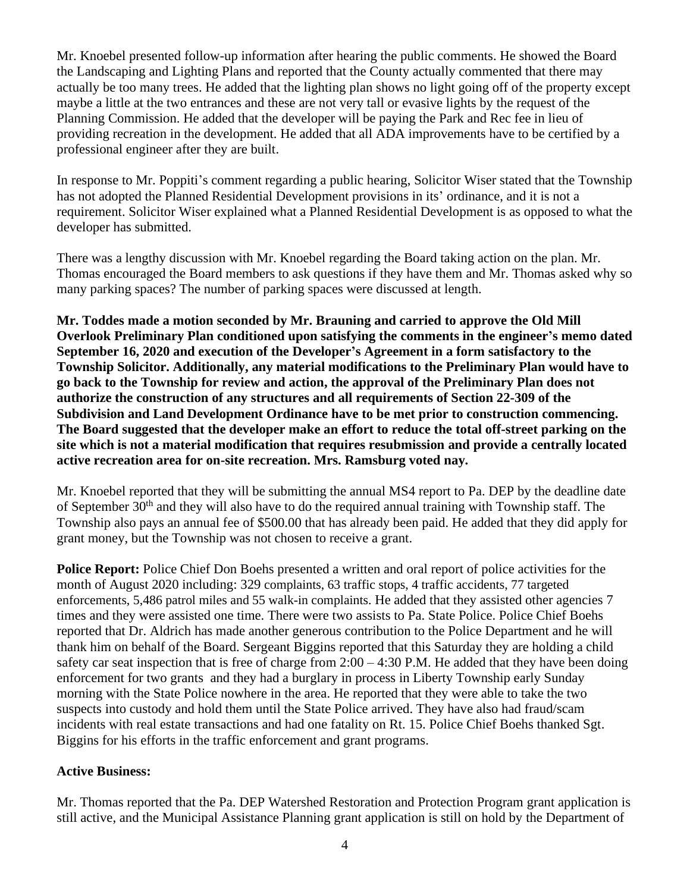Mr. Knoebel presented follow-up information after hearing the public comments. He showed the Board the Landscaping and Lighting Plans and reported that the County actually commented that there may actually be too many trees. He added that the lighting plan shows no light going off of the property except maybe a little at the two entrances and these are not very tall or evasive lights by the request of the Planning Commission. He added that the developer will be paying the Park and Rec fee in lieu of providing recreation in the development. He added that all ADA improvements have to be certified by a professional engineer after they are built.

In response to Mr. Poppiti's comment regarding a public hearing, Solicitor Wiser stated that the Township has not adopted the Planned Residential Development provisions in its' ordinance, and it is not a requirement. Solicitor Wiser explained what a Planned Residential Development is as opposed to what the developer has submitted.

There was a lengthy discussion with Mr. Knoebel regarding the Board taking action on the plan. Mr. Thomas encouraged the Board members to ask questions if they have them and Mr. Thomas asked why so many parking spaces? The number of parking spaces were discussed at length.

**Mr. Toddes made a motion seconded by Mr. Brauning and carried to approve the Old Mill Overlook Preliminary Plan conditioned upon satisfying the comments in the engineer's memo dated September 16, 2020 and execution of the Developer's Agreement in a form satisfactory to the Township Solicitor. Additionally, any material modifications to the Preliminary Plan would have to go back to the Township for review and action, the approval of the Preliminary Plan does not authorize the construction of any structures and all requirements of Section 22-309 of the Subdivision and Land Development Ordinance have to be met prior to construction commencing. The Board suggested that the developer make an effort to reduce the total off-street parking on the site which is not a material modification that requires resubmission and provide a centrally located active recreation area for on-site recreation. Mrs. Ramsburg voted nay.**

Mr. Knoebel reported that they will be submitting the annual MS4 report to Pa. DEP by the deadline date of September 30th and they will also have to do the required annual training with Township staff. The Township also pays an annual fee of $500.00 that has already been paid. He added that they did apply for grant money, but the Township was not chosen to receive a grant.

**Police Report:** Police Chief Don Boehs presented a written and oral report of police activities for the month of August 2020 including: 329 complaints, 63 traffic stops, 4 traffic accidents, 77 targeted enforcements, 5,486 patrol miles and 55 walk-in complaints. He added that they assisted other agencies 7 times and they were assisted one time. There were two assists to Pa. State Police. Police Chief Boehs reported that Dr. Aldrich has made another generous contribution to the Police Department and he will thank him on behalf of the Board. Sergeant Biggins reported that this Saturday they are holding a child safety car seat inspection that is free of charge from 2:00 – 4:30 P.M. He added that they have been doing enforcement for two grants and they had a burglary in process in Liberty Township early Sunday morning with the State Police nowhere in the area. He reported that they were able to take the two suspects into custody and hold them until the State Police arrived. They have also had fraud/scam incidents with real estate transactions and had one fatality on Rt. 15. Police Chief Boehs thanked Sgt. Biggins for his efforts in the traffic enforcement and grant programs.

**Active Business:**

Mr. Thomas reported that the Pa. DEP Watershed Restoration and Protection Program grant application is still active, and the Municipal Assistance Planning grant application is still on hold by the Department of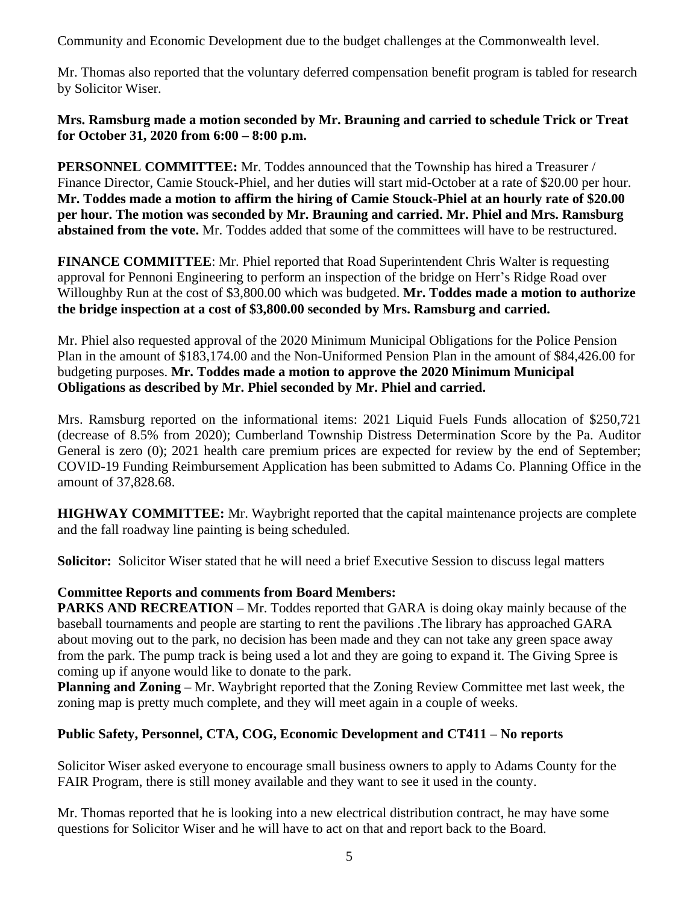Community and Economic Development due to the budget challenges at the Commonwealth level.

Mr. Thomas also reported that the voluntary deferred compensation benefit program is tabled for research by Solicitor Wiser.

**Mrs. Ramsburg made a motion seconded by Mr. Brauning and carried to schedule Trick or Treat for October 31, 2020 from 6:00 – 8:00 p.m.**

**PERSONNEL COMMITTEE:** Mr. Toddes announced that the Township has hired a Treasurer / Finance Director, Camie Stouck-Phiel, and her duties will start mid-October at a rate of $20.00 per hour. **Mr. Toddes made a motion to affirm the hiring of Camie Stouck-Phiel at an hourly rate of $20.00 per hour. The motion was seconded by Mr. Brauning and carried. Mr. Phiel and Mrs. Ramsburg abstained from the vote.** Mr. Toddes added that some of the committees will have to be restructured.

**FINANCE COMMITTEE**: Mr. Phiel reported that Road Superintendent Chris Walter is requesting approval for Pennoni Engineering to perform an inspection of the bridge on Herr's Ridge Road over Willoughby Run at the cost of $3,800.00 which was budgeted. **Mr. Toddes made a motion to authorize the bridge inspection at a cost of $3,800.00 seconded by Mrs. Ramsburg and carried.**

Mr. Phiel also requested approval of the 2020 Minimum Municipal Obligations for the Police Pension Plan in the amount of $183,174.00 and the Non-Uniformed Pension Plan in the amount of $84,426.00 for budgeting purposes. **Mr. Toddes made a motion to approve the 2020 Minimum Municipal Obligations as described by Mr. Phiel seconded by Mr. Phiel and carried.**

Mrs. Ramsburg reported on the informational items: 2021 Liquid Fuels Funds allocation of $250,721 (decrease of 8.5% from 2020); Cumberland Township Distress Determination Score by the Pa. Auditor General is zero (0); 2021 health care premium prices are expected for review by the end of September; COVID-19 Funding Reimbursement Application has been submitted to Adams Co. Planning Office in the amount of 37,828.68.

**HIGHWAY COMMITTEE:** Mr. Waybright reported that the capital maintenance projects are complete and the fall roadway line painting is being scheduled.

**Solicitor:** Solicitor Wiser stated that he will need a brief Executive Session to discuss legal matters

**Committee Reports and comments from Board Members:**

**PARKS AND RECREATION –** Mr. Toddes reported that GARA is doing okay mainly because of the baseball tournaments and people are starting to rent the pavilions .The library has approached GARA about moving out to the park, no decision has been made and they can not take any green space away from the park. The pump track is being used a lot and they are going to expand it. The Giving Spree is coming up if anyone would like to donate to the park.

**Planning and Zoning –** Mr. Waybright reported that the Zoning Review Committee met last week, the zoning map is pretty much complete, and they will meet again in a couple of weeks.

**Public Safety, Personnel, CTA, COG, Economic Development and CT411 – No reports**

Solicitor Wiser asked everyone to encourage small business owners to apply to Adams County for the FAIR Program, there is still money available and they want to see it used in the county.

Mr. Thomas reported that he is looking into a new electrical distribution contract, he may have some questions for Solicitor Wiser and he will have to act on that and report back to the Board.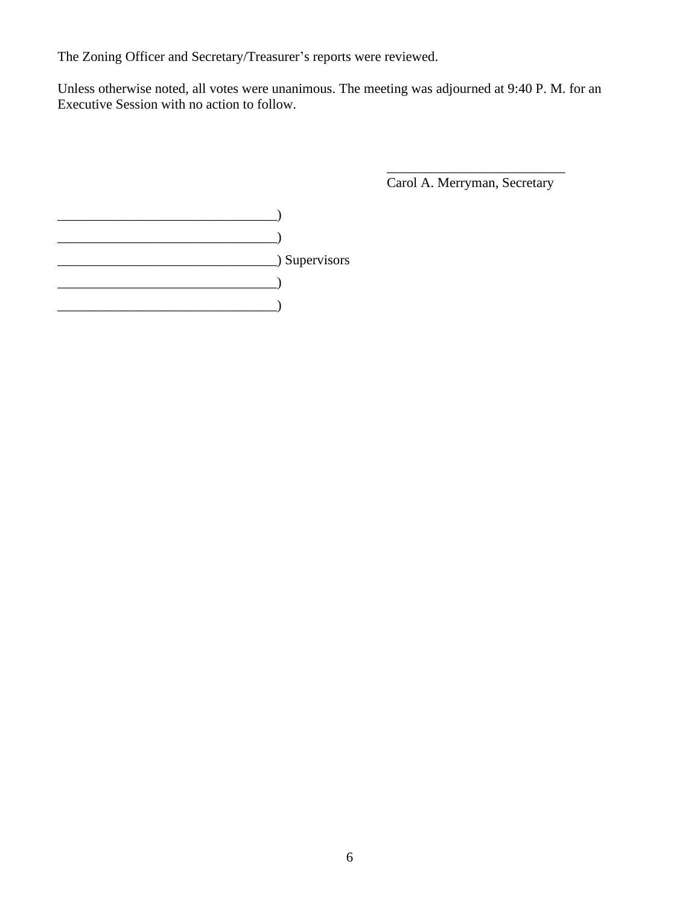The Zoning Officer and Secretary/Treasurer's reports were reviewed.

Unless otherwise noted, all votes were unanimous. The meeting was adjourned at 9:40 P. M. for an Executive Session with no action to follow.

___________________________
Carol A. Merryman, Secretary

_________________________________)
_________________________________)
_________________________________) Supervisors
_________________________________)
_________________________________)